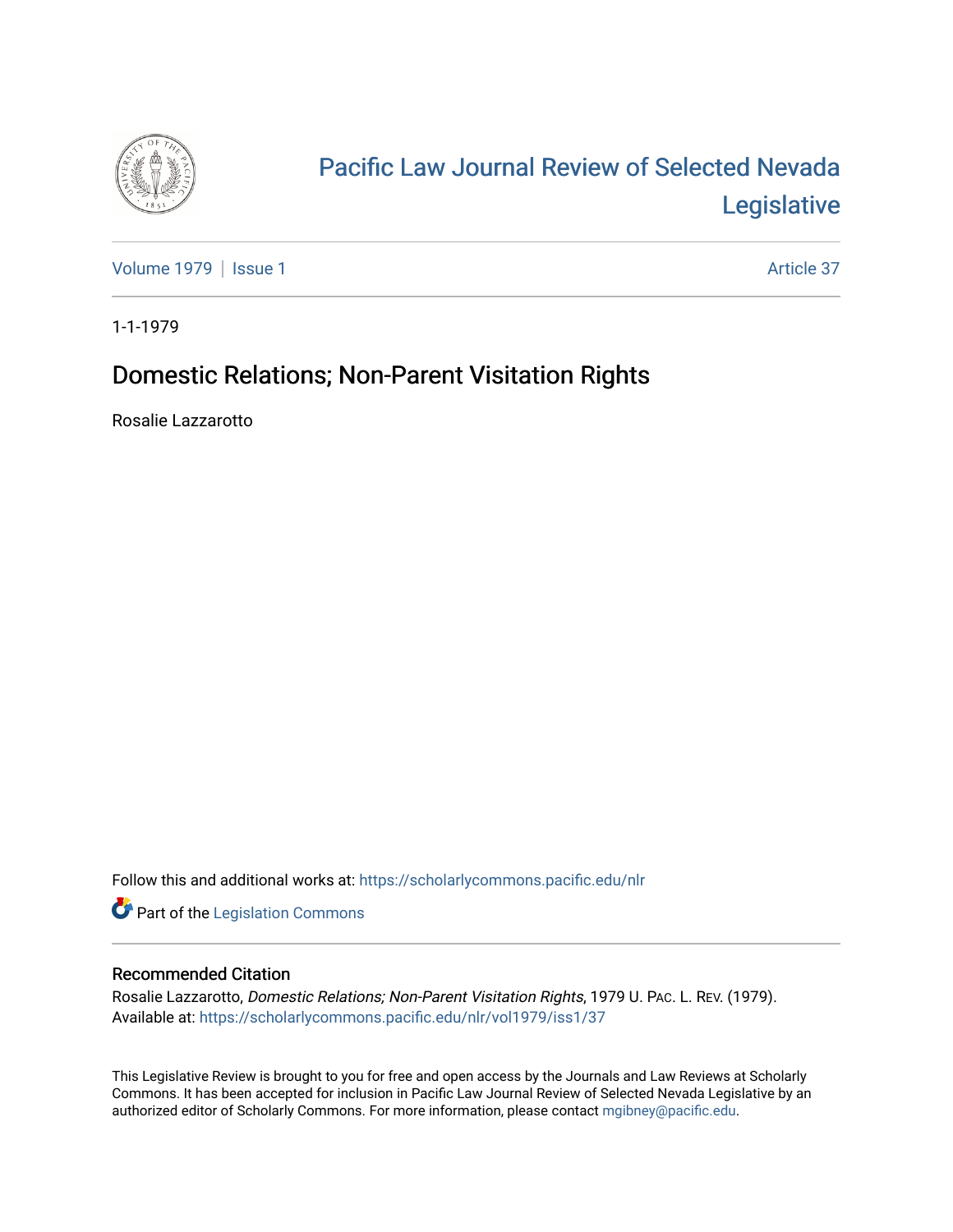# Pacific Law Journal Review of Selected Nevada Legislative

Volume 1979 | Issue 1 Article 37

1-1-1979

## Domestic Relations; Non-Parent Visitation Rights

Rosalie Lazzarotto

Follow this and additional works at: https://scholarlycommons.pacific.edu/nlr

Part of the Legislation Commons

### Recommended Citation

Rosalie Lazzarotto, *Domestic Relations; Non-Parent Visitation Rights*, 1979 U. PAC. L. REV. (1979).
Available at: https://scholarlycommons.pacific.edu/nlr/vol1979/iss1/37

This Legislative Review is brought to you for free and open access by the Journals and Law Reviews at Scholarly Commons. It has been accepted for inclusion in Pacific Law Journal Review of Selected Nevada Legislative by an authorized editor of Scholarly Commons. For more information, please contact mgibney@pacific.edu.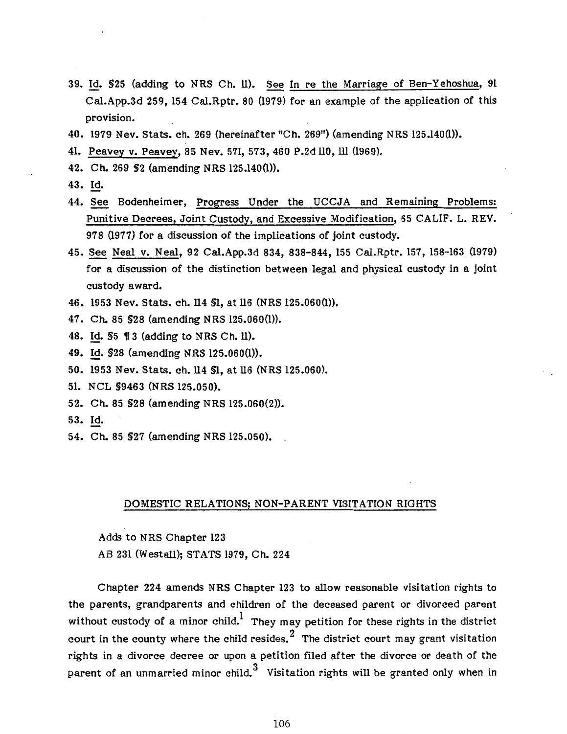39. Id. §25 (adding to NRS Ch. 11). See In re the Marriage of Ben-Yehoshua, 91 Cal.App.3d 259, 154 Cal.Rptr. 80 (1979) for an example of the application of this provision.

40. 1979 Nev. Stats. ch. 269 (hereinafter "Ch. 269") (amending NRS 125.140(1)).

41. Peavey v. Peavey, 85 Nev. 571, 573, 460 P.2d 110, 111 (1969).

42. Ch. 269 §2 (amending NRS 125.140(1)).

43. Id.

44. See Bodenheimer, Progress Under the UCCJA and Remaining Problems: Punitive Decrees, Joint Custody, and Excessive Modification, 65 CALIF. L. REV. 978 (1977) for a discussion of the implications of joint custody.

45. See Neal v. Neal, 92 Cal.App.3d 834, 838-844, 155 Cal.Rptr. 157, 158-163 (1979) for a discussion of the distinction between legal and physical custody in a joint custody award.

46. 1953 Nev. Stats. ch. 114 §1, at 116 (NRS 125.060(1)).

47. Ch. 85 §28 (amending NRS 125.060(1)).

48. Id. §5 ¶3 (adding to NRS Ch. 11).

49. Id. §28 (amending NRS 125.060(1)).

50. 1953 Nev. Stats. ch. 114 §1, at 116 (NRS 125.060).

51. NCL §9463 (NRS 125.050).

52. Ch. 85 §28 (amending NRS 125.060(2)).

53. Id.

54. Ch. 85 §27 (amending NRS 125.050).

## DOMESTIC RELATIONS; NON-PARENT VISITATION RIGHTS

Adds to NRS Chapter 123

AB 231 (Westall); STATS 1979, Ch. 224

Chapter 224 amends NRS Chapter 123 to allow reasonable visitation rights to the parents, grandparents and children of the deceased parent or divorced parent without custody of a minor child.[1] They may petition for these rights in the district court in the county where the child resides.[2] The district court may grant visitation rights in a divorce decree or upon a petition filed after the divorce or death of the parent of an unmarried minor child.[3] Visitation rights will be granted only when in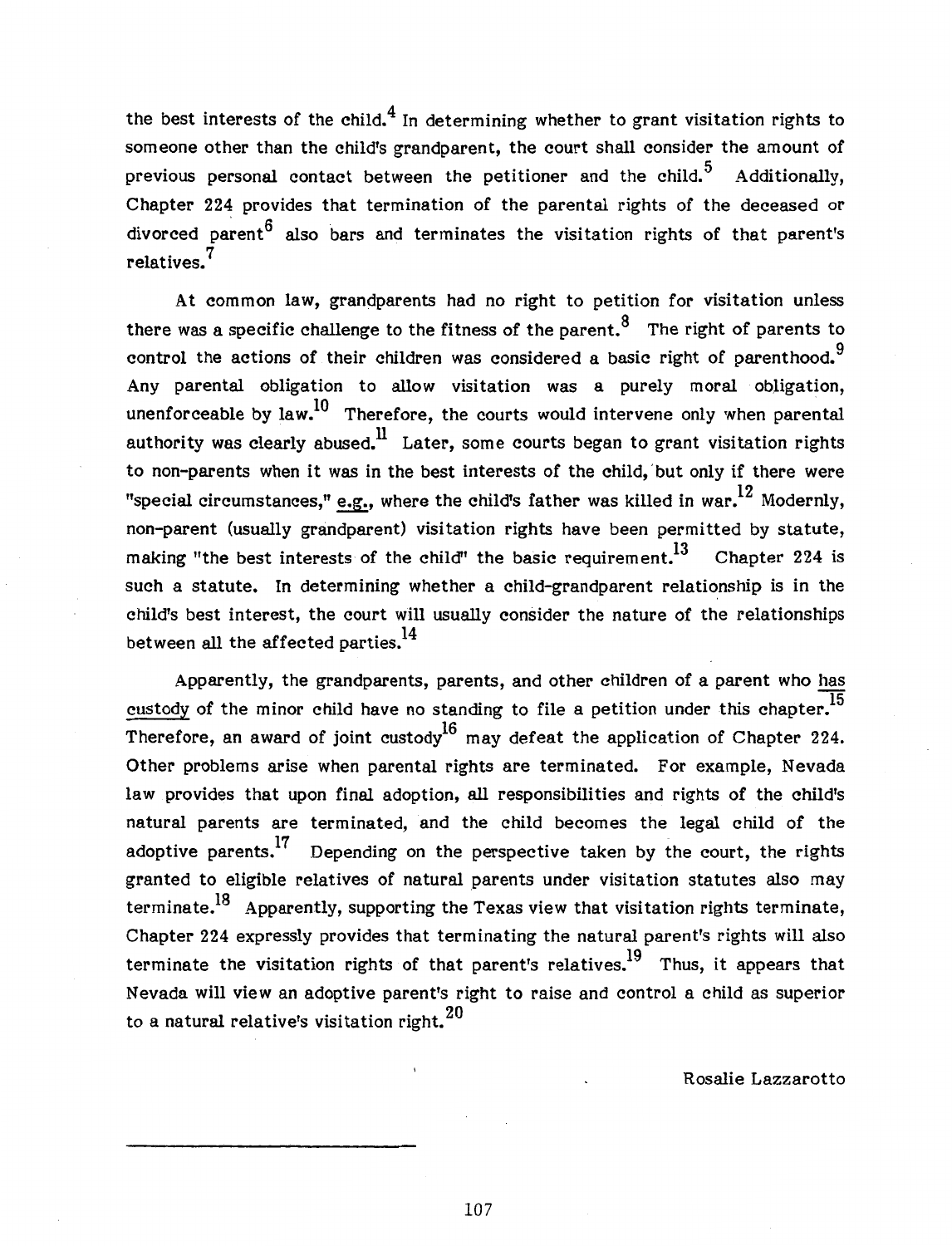the best interests of the child.[4] In determining whether to grant visitation rights to someone other than the child's grandparent, the court shall consider the amount of previous personal contact between the petitioner and the child.[5] Additionally, Chapter 224 provides that termination of the parental rights of the deceased or divorced parent[6] also bars and terminates the visitation rights of that parent's relatives.[7]

At common law, grandparents had no right to petition for visitation unless there was a specific challenge to the fitness of the parent.[8] The right of parents to control the actions of their children was considered a basic right of parenthood.[9] Any parental obligation to allow visitation was a purely moral obligation, unenforceable by law.[10] Therefore, the courts would intervene only when parental authority was clearly abused.[11] Later, some courts began to grant visitation rights to non-parents when it was in the best interests of the child, but only if there were "special circumstances," e.g., where the child's father was killed in war.[12] Modernly, non-parent (usually grandparent) visitation rights have been permitted by statute, making "the best interests of the child" the basic requirement.[13] Chapter 224 is such a statute. In determining whether a child-grandparent relationship is in the child's best interest, the court will usually consider the nature of the relationships between all the affected parties.[14]

Apparently, the grandparents, parents, and other children of a parent who has custody of the minor child have no standing to file a petition under this chapter.[15] Therefore, an award of joint custody[16] may defeat the application of Chapter 224. Other problems arise when parental rights are terminated. For example, Nevada law provides that upon final adoption, all responsibilities and rights of the child's natural parents are terminated, and the child becomes the legal child of the adoptive parents.[17] Depending on the perspective taken by the court, the rights granted to eligible relatives of natural parents under visitation statutes also may terminate.[18] Apparently, supporting the Texas view that visitation rights terminate, Chapter 224 expressly provides that terminating the natural parent's rights will also terminate the visitation rights of that parent's relatives.[19] Thus, it appears that Nevada will view an adoptive parent's right to raise and control a child as superior to a natural relative's visitation right.[20]

Rosalie Lazzarotto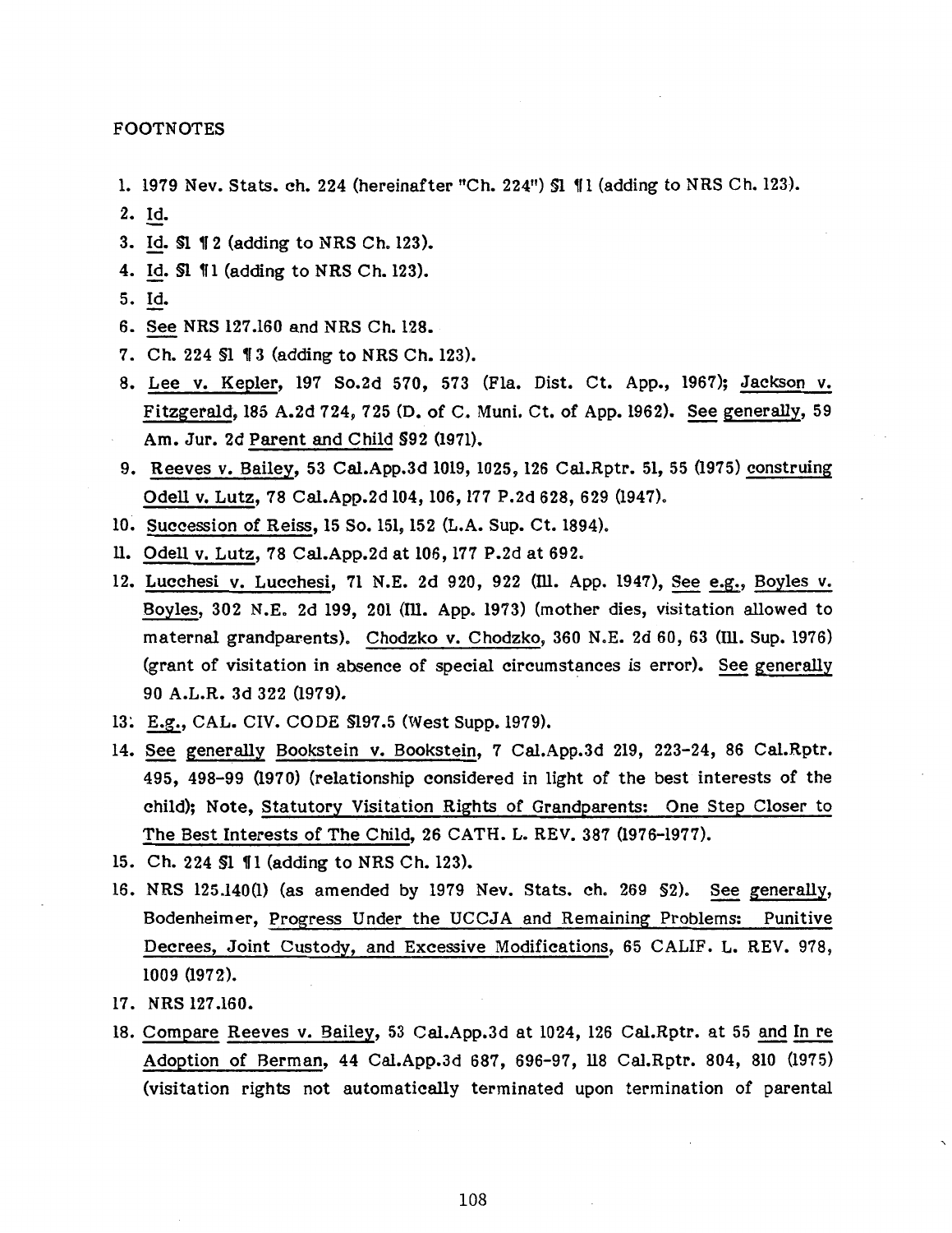FOOTNOTES

1. 1979 Nev. Stats. ch. 224 (hereinafter "Ch. 224") §1 ¶1 (adding to NRS Ch. 123).
2. Id.
3. Id. §1 ¶2 (adding to NRS Ch. 123).
4. Id. §1 ¶1 (adding to NRS Ch. 123).
5. Id.
6. See NRS 127.160 and NRS Ch. 128.
7. Ch. 224 §1 ¶3 (adding to NRS Ch. 123).
8. Lee v. Kepler, 197 So.2d 570, 573 (Fla. Dist. Ct. App., 1967); Jackson v. Fitzgerald, 185 A.2d 724, 725 (D. of C. Muni. Ct. of App. 1962). See generally, 59 Am. Jur. 2d Parent and Child §92 (1971).
9. Reeves v. Bailey, 53 Cal.App.3d 1019, 1025, 126 Cal.Rptr. 51, 55 (1975) construing Odell v. Lutz, 78 Cal.App.2d 104, 106, 177 P.2d 628, 629 (1947).
10. Succession of Reiss, 15 So. 151, 152 (L.A. Sup. Ct. 1894).
11. Odell v. Lutz, 78 Cal.App.2d at 106, 177 P.2d at 692.
12. Lucchesi v. Lucchesi, 71 N.E. 2d 920, 922 (Ill. App. 1947), See e.g., Boyles v. Boyles, 302 N.E. 2d 199, 201 (Ill. App. 1973) (mother dies, visitation allowed to maternal grandparents). Chodzko v. Chodzko, 360 N.E. 2d 60, 63 (Ill. Sup. 1976) (grant of visitation in absence of special circumstances is error). See generally 90 A.L.R. 3d 322 (1979).
13. E.g., CAL. CIV. CODE §197.5 (West Supp. 1979).
14. See generally Bookstein v. Bookstein, 7 Cal.App.3d 219, 223-24, 86 Cal.Rptr. 495, 498-99 (1970) (relationship considered in light of the best interests of the child); Note, Statutory Visitation Rights of Grandparents: One Step Closer to The Best Interests of The Child, 26 CATH. L. REV. 387 (1976-1977).
15. Ch. 224 §1 ¶1 (adding to NRS Ch. 123).
16. NRS 125.140(1) (as amended by 1979 Nev. Stats. ch. 269 §2). See generally, Bodenheimer, Progress Under the UCCJA and Remaining Problems: Punitive Decrees, Joint Custody, and Excessive Modifications, 65 CALIF. L. REV. 978, 1009 (1972).
17. NRS 127.160.
18. Compare Reeves v. Bailey, 53 Cal.App.3d at 1024, 126 Cal.Rptr. at 55 and In re Adoption of Berman, 44 Cal.App.3d 687, 696-97, 118 Cal.Rptr. 804, 810 (1975) (visitation rights not automatically terminated upon termination of parental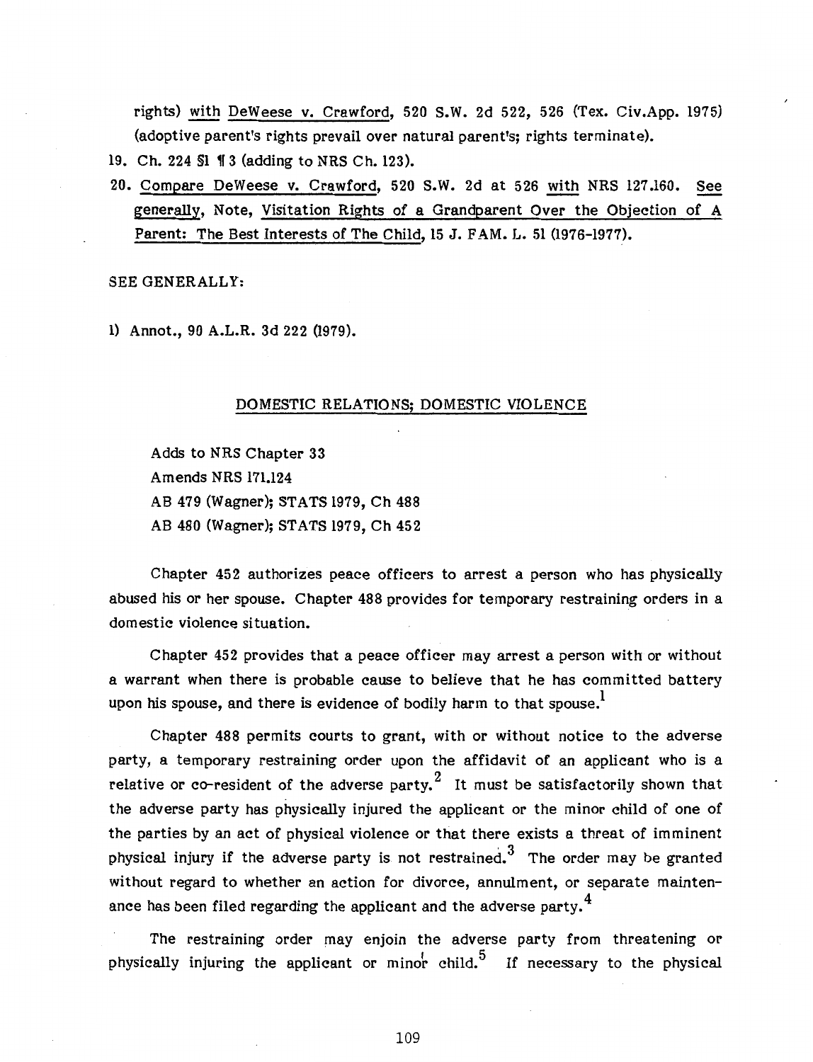rights) with DeWeese v. Crawford, 520 S.W. 2d 522, 526 (Tex. Civ.App. 1975) (adoptive parent's rights prevail over natural parent's; rights terminate).

19. Ch. 224 §1 ¶3 (adding to NRS Ch. 123).
20. Compare DeWeese v. Crawford, 520 S.W. 2d at 526 with NRS 127.160. See generally, Note, Visitation Rights of a Grandparent Over the Objection of A Parent: The Best Interests of The Child, 15 J. FAM. L. 51 (1976-1977).

SEE GENERALLY:

1) Annot., 90 A.L.R. 3d 222 (1979).

## DOMESTIC RELATIONS; DOMESTIC VIOLENCE

Adds to NRS Chapter 33
Amends NRS 171.124
AB 479 (Wagner); STATS 1979, Ch 488
AB 480 (Wagner); STATS 1979, Ch 452

Chapter 452 authorizes peace officers to arrest a person who has physically abused his or her spouse. Chapter 488 provides for temporary restraining orders in a domestic violence situation.

Chapter 452 provides that a peace officer may arrest a person with or without a warrant when there is probable cause to believe that he has committed battery upon his spouse, and there is evidence of bodily harm to that spouse.[1]

Chapter 488 permits courts to grant, with or without notice to the adverse party, a temporary restraining order upon the affidavit of an applicant who is a relative or co-resident of the adverse party.[2] It must be satisfactorily shown that the adverse party has physically injured the applicant or the minor child of one of the parties by an act of physical violence or that there exists a threat of imminent physical injury if the adverse party is not restrained.[3] The order may be granted without regard to whether an action for divorce, annulment, or separate maintenance has been filed regarding the applicant and the adverse party.[4]

The restraining order may enjoin the adverse party from threatening or physically injuring the applicant or minor child.[5] If necessary to the physical